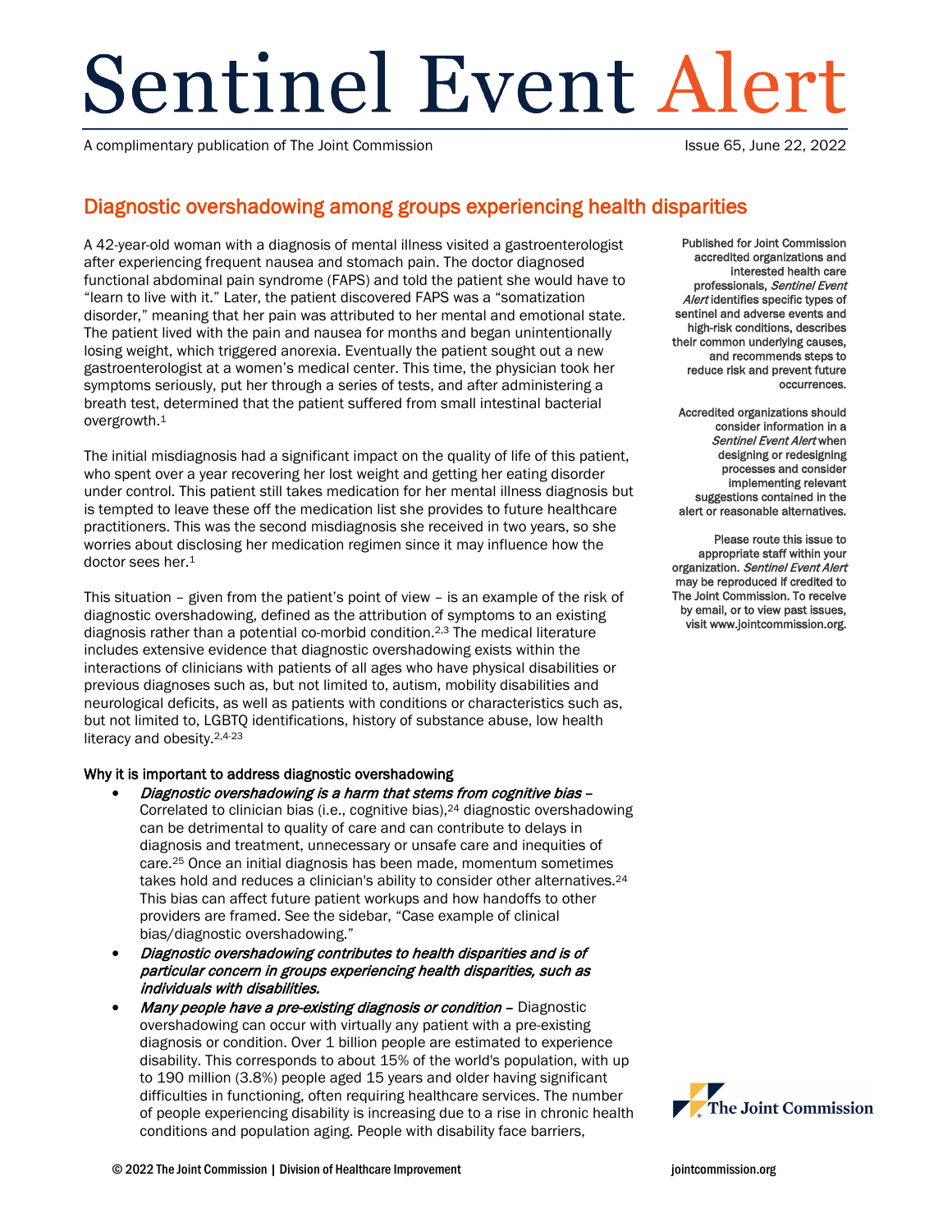# Sentinel Event Alert

A complimentary publication of The Joint Commission

Issue 65, June 22, 2022

## Diagnostic overshadowing among groups experiencing health disparities

A 42-year-old woman with a diagnosis of mental illness visited a gastroenterologist after experiencing frequent nausea and stomach pain. The doctor diagnosed functional abdominal pain syndrome (FAPS) and told the patient she would have to "learn to live with it." Later, the patient discovered FAPS was a "somatization disorder," meaning that her pain was attributed to her mental and emotional state. The patient lived with the pain and nausea for months and began unintentionally losing weight, which triggered anorexia. Eventually the patient sought out a new gastroenterologist at a women's medical center. This time, the physician took her symptoms seriously, put her through a series of tests, and after administering a breath test, determined that the patient suffered from small intestinal bacterial overgrowth.[1]

The initial misdiagnosis had a significant impact on the quality of life of this patient, who spent over a year recovering her lost weight and getting her eating disorder under control. This patient still takes medication for her mental illness diagnosis but is tempted to leave these off the medication list she provides to future healthcare practitioners. This was the second misdiagnosis she received in two years, so she worries about disclosing her medication regimen since it may influence how the doctor sees her.[1]

This situation – given from the patient's point of view – is an example of the risk of diagnostic overshadowing, defined as the attribution of symptoms to an existing diagnosis rather than a potential co-morbid condition.[2,3] The medical literature includes extensive evidence that diagnostic overshadowing exists within the interactions of clinicians with patients of all ages who have physical disabilities or previous diagnoses such as, but not limited to, autism, mobility disabilities and neurological deficits, as well as patients with conditions or characteristics such as, but not limited to, LGBTQ identifications, history of substance abuse, low health literacy and obesity.[2,4-23]

### Why it is important to address diagnostic overshadowing

- *Diagnostic overshadowing is a harm that stems from cognitive bias* – Correlated to clinician bias (i.e., cognitive bias),[24] diagnostic overshadowing can be detrimental to quality of care and can contribute to delays in diagnosis and treatment, unnecessary or unsafe care and inequities of care.[25] Once an initial diagnosis has been made, momentum sometimes takes hold and reduces a clinician's ability to consider other alternatives.[24] This bias can affect future patient workups and how handoffs to other providers are framed. See the sidebar, "Case example of clinical bias/diagnostic overshadowing."
- ***Diagnostic overshadowing contributes to health disparities and is of particular concern in groups experiencing health disparities, such as individuals with disabilities.***
- *Many people have a pre-existing diagnosis or condition* – Diagnostic overshadowing can occur with virtually any patient with a pre-existing diagnosis or condition. Over 1 billion people are estimated to experience disability. This corresponds to about 15% of the world's population, with up to 190 million (3.8%) people aged 15 years and older having significant difficulties in functioning, often requiring healthcare services. The number of people experiencing disability is increasing due to a rise in chronic health conditions and population aging. People with disability face barriers,

Published for Joint Commission accredited organizations and interested health care professionals, *Sentinel Event Alert* identifies specific types of sentinel and adverse events and high-risk conditions, describes their common underlying causes, and recommends steps to reduce risk and prevent future occurrences.

Accredited organizations should consider information in a *Sentinel Event Alert* when designing or redesigning processes and consider implementing relevant suggestions contained in the alert or reasonable alternatives.

Please route this issue to appropriate staff within your organization. *Sentinel Event Alert* may be reproduced if credited to The Joint Commission. To receive by email, or to view past issues, visit www.jointcommission.org.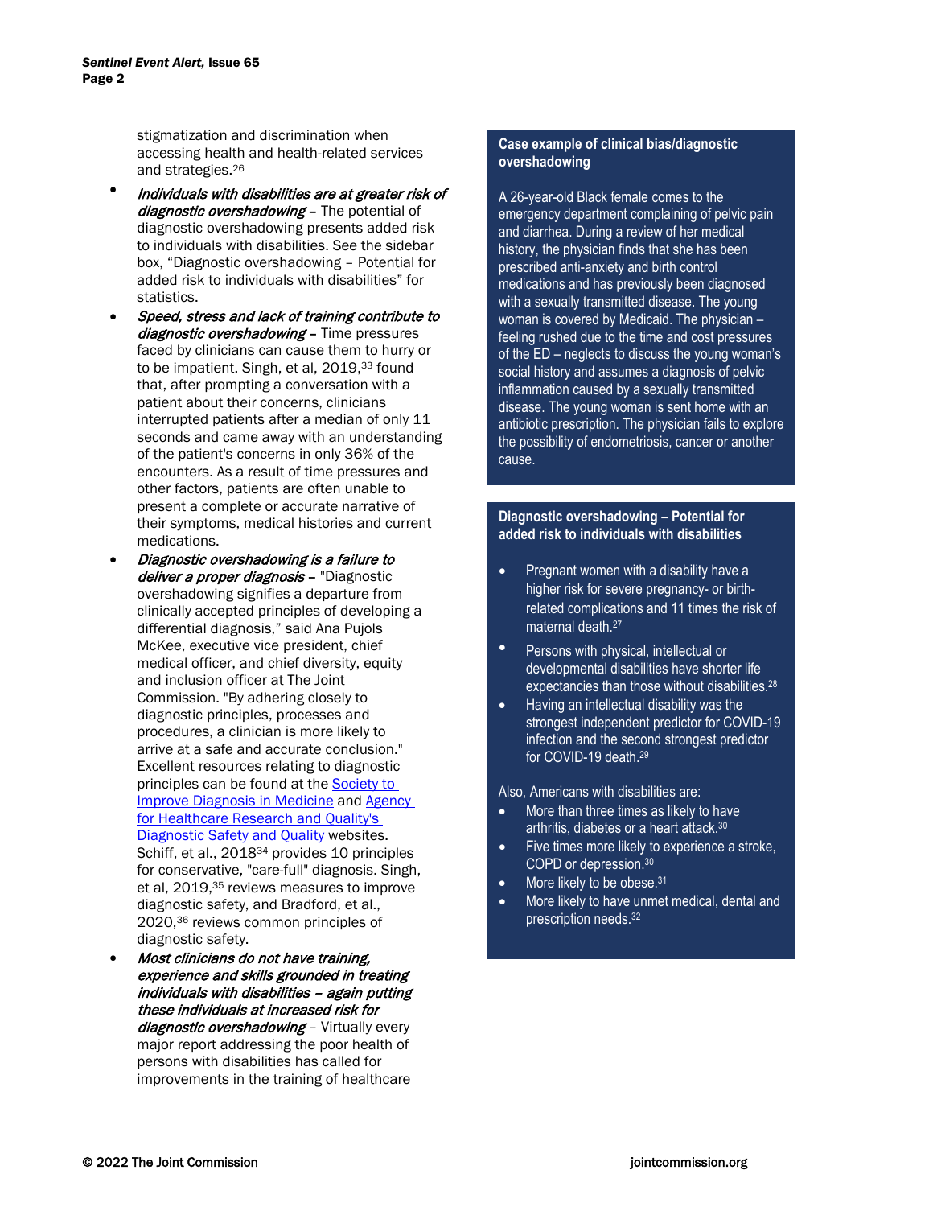stigmatization and discrimination when accessing health and health-related services and strategies.[26]

- ***Individuals with disabilities are at greater risk of diagnostic overshadowing*** – The potential of diagnostic overshadowing presents added risk to individuals with disabilities. See the sidebar box, "Diagnostic overshadowing – Potential for added risk to individuals with disabilities" for statistics.
- ***Speed, stress and lack of training contribute to diagnostic overshadowing*** – Time pressures faced by clinicians can cause them to hurry or to be impatient. Singh, et al, 2019,[33] found that, after prompting a conversation with a patient about their concerns, clinicians interrupted patients after a median of only 11 seconds and came away with an understanding of the patient's concerns in only 36% of the encounters. As a result of time pressures and other factors, patients are often unable to present a complete or accurate narrative of their symptoms, medical histories and current medications.
- ***Diagnostic overshadowing is a failure to deliver a proper diagnosis*** – "Diagnostic overshadowing signifies a departure from clinically accepted principles of developing a differential diagnosis," said Ana Pujols McKee, executive vice president, chief medical officer, and chief diversity, equity and inclusion officer at The Joint Commission. "By adhering closely to diagnostic principles, processes and procedures, a clinician is more likely to arrive at a safe and accurate conclusion." Excellent resources relating to diagnostic principles can be found at the Society to Improve Diagnosis in Medicine and Agency for Healthcare Research and Quality's Diagnostic Safety and Quality websites. Schiff, et al., 2018[34] provides 10 principles for conservative, "care-full" diagnosis. Singh, et al, 2019,[35] reviews measures to improve diagnostic safety, and Bradford, et al., 2020,[36] reviews common principles of diagnostic safety.
- ***Most clinicians do not have training, experience and skills grounded in treating individuals with disabilities – again putting these individuals at increased risk for diagnostic overshadowing*** – Virtually every major report addressing the poor health of persons with disabilities has called for improvements in the training of healthcare

**Case example of clinical bias/diagnostic overshadowing**

A 26-year-old Black female comes to the emergency department complaining of pelvic pain and diarrhea. During a review of her medical history, the physician finds that she has been prescribed anti-anxiety and birth control medications and has previously been diagnosed with a sexually transmitted disease. The young woman is covered by Medicaid. The physician – feeling rushed due to the time and cost pressures of the ED – neglects to discuss the young woman's social history and assumes a diagnosis of pelvic inflammation caused by a sexually transmitted disease. The young woman is sent home with an antibiotic prescription. The physician fails to explore the possibility of endometriosis, cancer or another cause.

**Diagnostic overshadowing – Potential for added risk to individuals with disabilities**

- Pregnant women with a disability have a higher risk for severe pregnancy- or birth-related complications and 11 times the risk of maternal death.[27]
- Persons with physical, intellectual or developmental disabilities have shorter life expectancies than those without disabilities.[28]
- Having an intellectual disability was the strongest independent predictor for COVID-19 infection and the second strongest predictor for COVID-19 death.[29]

Also, Americans with disabilities are:

- More than three times as likely to have arthritis, diabetes or a heart attack.[30]
- Five times more likely to experience a stroke, COPD or depression.[30]
- More likely to be obese.[31]
- More likely to have unmet medical, dental and prescription needs.[32]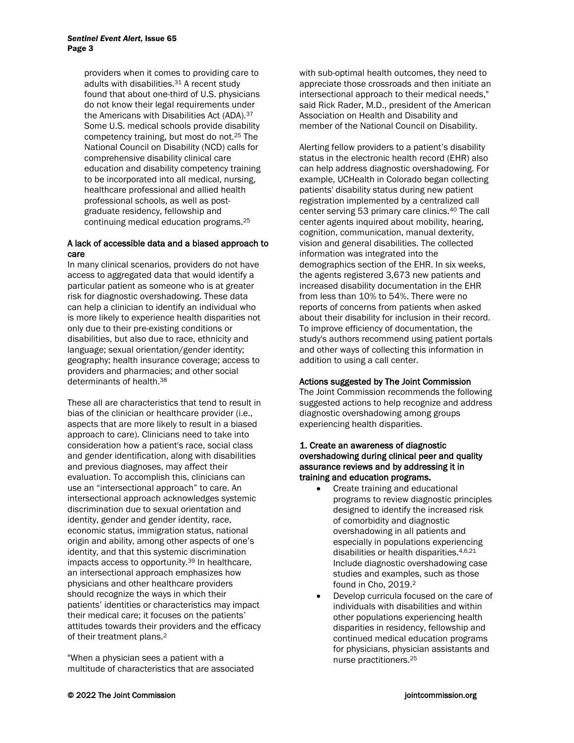providers when it comes to providing care to adults with disabilities.[31] A recent study found that about one-third of U.S. physicians do not know their legal requirements under the Americans with Disabilities Act (ADA).[37] Some U.S. medical schools provide disability competency training, but most do not.[25] The National Council on Disability (NCD) calls for comprehensive disability clinical care education and disability competency training to be incorporated into all medical, nursing, healthcare professional and allied health professional schools, as well as post-graduate residency, fellowship and continuing medical education programs.[25]

### A lack of accessible data and a biased approach to care

In many clinical scenarios, providers do not have access to aggregated data that would identify a particular patient as someone who is at greater risk for diagnostic overshadowing. These data can help a clinician to identify an individual who is more likely to experience health disparities not only due to their pre-existing conditions or disabilities, but also due to race, ethnicity and language; sexual orientation/gender identity; geography; health insurance coverage; access to providers and pharmacies; and other social determinants of health.[38]

These all are characteristics that tend to result in bias of the clinician or healthcare provider (i.e., aspects that are more likely to result in a biased approach to care). Clinicians need to take into consideration how a patient's race, social class and gender identification, along with disabilities and previous diagnoses, may affect their evaluation. To accomplish this, clinicians can use an "intersectional approach" to care. An intersectional approach acknowledges systemic discrimination due to sexual orientation and identity, gender and gender identity, race, economic status, immigration status, national origin and ability, among other aspects of one's identity, and that this systemic discrimination impacts access to opportunity.[39] In healthcare, an intersectional approach emphasizes how physicians and other healthcare providers should recognize the ways in which their patients' identities or characteristics may impact their medical care; it focuses on the patients' attitudes towards their providers and the efficacy of their treatment plans.[2]

"When a physician sees a patient with a multitude of characteristics that are associated with sub-optimal health outcomes, they need to appreciate those crossroads and then initiate an intersectional approach to their medical needs," said Rick Rader, M.D., president of the American Association on Health and Disability and member of the National Council on Disability.

Alerting fellow providers to a patient's disability status in the electronic health record (EHR) also can help address diagnostic overshadowing. For example, UCHealth in Colorado began collecting patients' disability status during new patient registration implemented by a centralized call center serving 53 primary care clinics.[40] The call center agents inquired about mobility, hearing, cognition, communication, manual dexterity, vision and general disabilities. The collected information was integrated into the demographics section of the EHR. In six weeks, the agents registered 3,673 new patients and increased disability documentation in the EHR from less than 10% to 54%. There were no reports of concerns from patients when asked about their disability for inclusion in their record. To improve efficiency of documentation, the study's authors recommend using patient portals and other ways of collecting this information in addition to using a call center.

### Actions suggested by The Joint Commission

The Joint Commission recommends the following suggested actions to help recognize and address diagnostic overshadowing among groups experiencing health disparities.

**1. Create an awareness of diagnostic overshadowing during clinical peer and quality assurance reviews and by addressing it in training and education programs.**

- Create training and educational programs to review diagnostic principles designed to identify the increased risk of comorbidity and diagnostic overshadowing in all patients and especially in populations experiencing disabilities or health disparities.[4,6,21] Include diagnostic overshadowing case studies and examples, such as those found in Cho, 2019.[2]
- Develop curricula focused on the care of individuals with disabilities and within other populations experiencing health disparities in residency, fellowship and continued medical education programs for physicians, physician assistants and nurse practitioners.[25]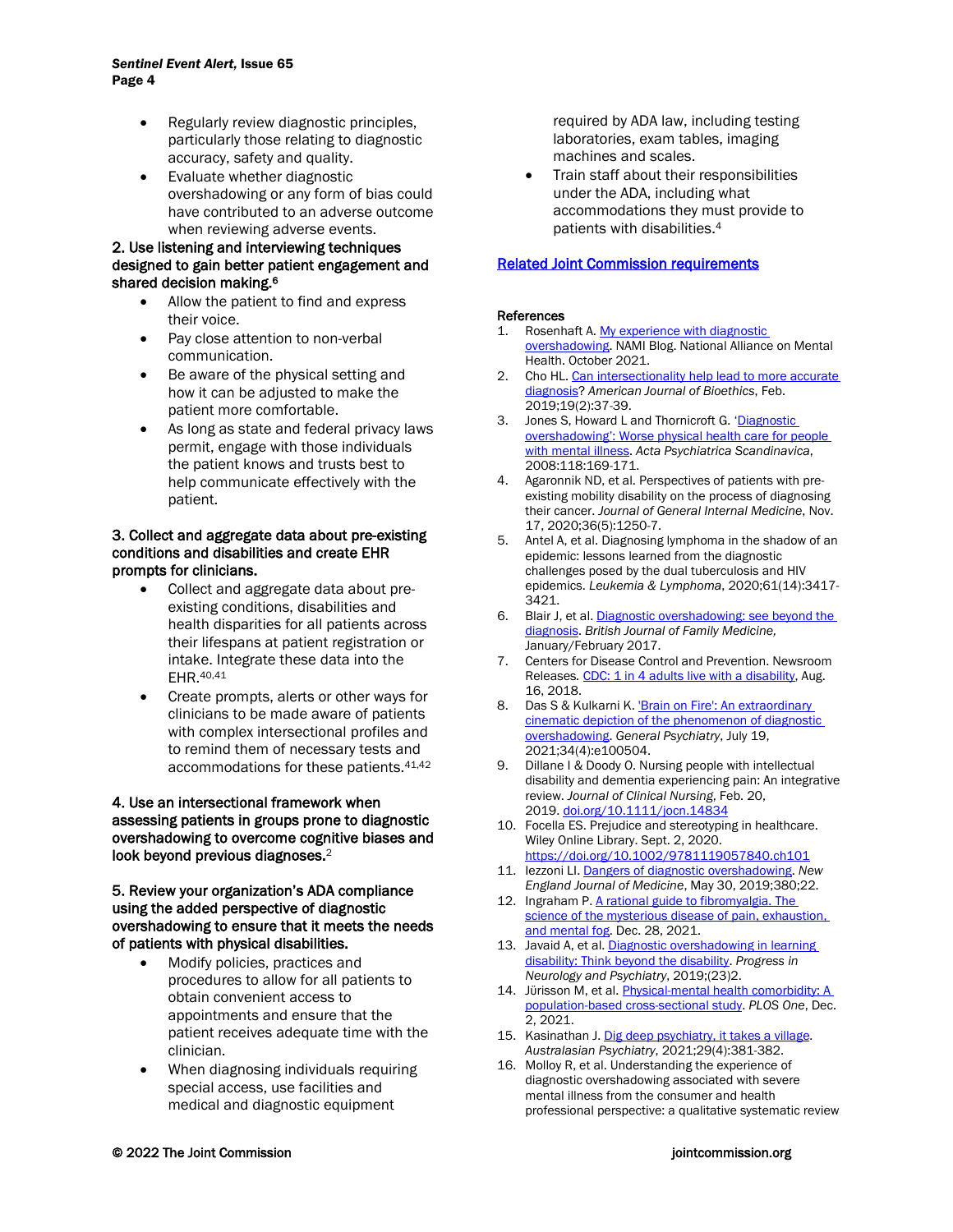- Regularly review diagnostic principles, particularly those relating to diagnostic accuracy, safety and quality.
- Evaluate whether diagnostic overshadowing or any form of bias could have contributed to an adverse outcome when reviewing adverse events.

**2. Use listening and interviewing techniques designed to gain better patient engagement and shared decision making.**[6]

- Allow the patient to find and express their voice.
- Pay close attention to non-verbal communication.
- Be aware of the physical setting and how it can be adjusted to make the patient more comfortable.
- As long as state and federal privacy laws permit, engage with those individuals the patient knows and trusts best to help communicate effectively with the patient.

**3. Collect and aggregate data about pre-existing conditions and disabilities and create EHR prompts for clinicians.**

- Collect and aggregate data about pre-existing conditions, disabilities and health disparities for all patients across their lifespans at patient registration or intake. Integrate these data into the EHR.[40,41]
- Create prompts, alerts or other ways for clinicians to be made aware of patients with complex intersectional profiles and to remind them of necessary tests and accommodations for these patients.[41,42]

**4. Use an intersectional framework when assessing patients in groups prone to diagnostic overshadowing to overcome cognitive biases and look beyond previous diagnoses.**[2]

**5. Review your organization's ADA compliance using the added perspective of diagnostic overshadowing to ensure that it meets the needs of patients with physical disabilities.**

- Modify policies, practices and procedures to allow for all patients to obtain convenient access to appointments and ensure that the patient receives adequate time with the clinician.
- When diagnosing individuals requiring special access, use facilities and medical and diagnostic equipment required by ADA law, including testing laboratories, exam tables, imaging machines and scales.
- Train staff about their responsibilities under the ADA, including what accommodations they must provide to patients with disabilities.[4]

**Related Joint Commission requirements**

**References**

1. Rosenhaft A. My experience with diagnostic overshadowing. NAMI Blog. National Alliance on Mental Health. October 2021.
2. Cho HL. Can intersectionality help lead to more accurate diagnosis? *American Journal of Bioethics*, Feb. 2019;19(2):37-39.
3. Jones S, Howard L and Thornicroft G. 'Diagnostic overshadowing': Worse physical health care for people with mental illness. *Acta Psychiatrica Scandinavica*, 2008:118:169-171.
4. Agaronnik ND, et al. Perspectives of patients with pre-existing mobility disability on the process of diagnosing their cancer. *Journal of General Internal Medicine*, Nov. 17, 2020;36(5):1250-7.
5. Antel A, et al. Diagnosing lymphoma in the shadow of an epidemic: lessons learned from the diagnostic challenges posed by the dual tuberculosis and HIV epidemics. *Leukemia & Lymphoma*, 2020;61(14):3417-3421.
6. Blair J, et al. Diagnostic overshadowing: see beyond the diagnosis. *British Journal of Family Medicine,* January/February 2017.
7. Centers for Disease Control and Prevention. Newsroom Releases. CDC: 1 in 4 adults live with a disability, Aug. 16, 2018.
8. Das S & Kulkarni K. 'Brain on Fire': An extraordinary cinematic depiction of the phenomenon of diagnostic overshadowing. *General Psychiatry*, July 19, 2021;34(4):e100504.
9. Dillane I & Doody O. Nursing people with intellectual disability and dementia experiencing pain: An integrative review. *Journal of Clinical Nursing*, Feb. 20, 2019. doi.org/10.1111/jocn.14834
10. Focella ES. Prejudice and stereotyping in healthcare. Wiley Online Library. Sept. 2, 2020. https://doi.org/10.1002/9781119057840.ch101
11. Iezzoni LI. Dangers of diagnostic overshadowing. *New England Journal of Medicine*, May 30, 2019;380;22.
12. Ingraham P. A rational guide to fibromyalgia. The science of the mysterious disease of pain, exhaustion, and mental fog. Dec. 28, 2021.
13. Javaid A, et al. Diagnostic overshadowing in learning disability: Think beyond the disability. *Progress in Neurology and Psychiatry*, 2019;(23)2.
14. Jürisson M, et al. Physical-mental health comorbidity: A population-based cross-sectional study. *PLOS One*, Dec. 2, 2021.
15. Kasinathan J. Dig deep psychiatry, it takes a village. *Australasian Psychiatry*, 2021;29(4):381-382.
16. Molloy R, et al. Understanding the experience of diagnostic overshadowing associated with severe mental illness from the consumer and health professional perspective: a qualitative systematic review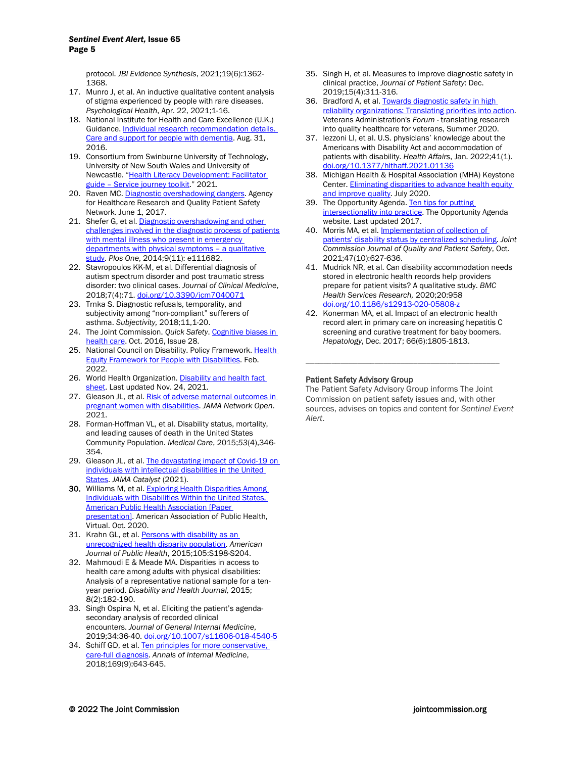protocol. *JBI Evidence Synthesis*, 2021;19(6):1362-1368.

17. Munro J, et al. An inductive qualitative content analysis of stigma experienced by people with rare diseases. *Psychological Health*, Apr. 22, 2021;1-16.
18. National Institute for Health and Care Excellence (U.K.) Guidance. Individual research recommendation details. Care and support for people with dementia. Aug. 31, 2016.
19. Consortium from Swinburne University of Technology, University of New South Wales and University of Newcastle. "Health Literacy Development: Facilitator guide – Service journey toolkit." 2021.
20. Raven MC. Diagnostic overshadowing dangers. Agency for Healthcare Research and Quality Patient Safety Network. June 1, 2017.
21. Shefer G, et al. Diagnostic overshadowing and other challenges involved in the diagnostic process of patients with mental illness who present in emergency departments with physical symptoms – a qualitative study. *Plos One*, 2014;9(11): e111682.
22. Stavropoulos KK-M, et al. Differential diagnosis of autism spectrum disorder and post traumatic stress disorder: two clinical cases. *Journal of Clinical Medicine*, 2018;7(4):71. doi.org/10.3390/jcm7040071
23. Trnka S. Diagnostic refusals, temporality, and subjectivity among "non-compliant" sufferers of asthma. *Subjectivity,* 2018;11,1-20.
24. The Joint Commission. *Quick Safety*. Cognitive biases in health care. Oct. 2016, Issue 28.
25. National Council on Disability. Policy Framework. Health Equity Framework for People with Disabilities. Feb. 2022.
26. World Health Organization. Disability and health fact sheet. Last updated Nov. 24, 2021.
27. Gleason JL, et al. Risk of adverse maternal outcomes in pregnant women with disabilities. *JAMA Network Open*. 2021.
28. Forman-Hoffman VL, et al. Disability status, mortality, and leading causes of death in the United States Community Population. *Medical Care*, 2015;*53*(4),346-354.
29. Gleason JL, et al. The devastating impact of Covid-19 on individuals with intellectual disabilities in the United States. *JAMA Catalyst* (2021).
30. Williams M, et al. Exploring Health Disparities Among Individuals with Disabilities Within the United States, American Public Health Association [Paper presentation]. American Association of Public Health, Virtual. Oct. 2020.
31. Krahn GL, et al. Persons with disability as an unrecognized health disparity population. *American Journal of Public Health*, 2015;105:S198-S204.
32. Mahmoudi E & Meade MA. Disparities in access to health care among adults with physical disabilities: Analysis of a representative national sample for a ten-year period. *Disability and Health Journal,* 2015; 8(2):182-190.
33. Singh Ospina N, et al. Eliciting the patient's agenda-secondary analysis of recorded clinical encounters. *Journal of General Internal Medicine*, 2019;34:36-40. doi.org/10.1007/s11606-018-4540-5
34. Schiff GD, et al. Ten principles for more conservative, care-full diagnosis. *Annals of Internal Medicine*, 2018;169(9):643-645.
35. Singh H, et al. Measures to improve diagnostic safety in clinical practice, *Journal of Patient Safety*: Dec. 2019;15(4):311-316.
36. Bradford A, et al. Towards diagnostic safety in high reliability organizations: Translating priorities into action. Veterans Administration's *Forum* - translating research into quality healthcare for veterans, Summer 2020.
37. Iezzoni LI, et al. U.S. physicians' knowledge about the Americans with Disability Act and accommodation of patients with disability. *Health Affairs*, Jan. 2022;41(1). doi.org/10.1377/hlthaff.2021.01136
38. Michigan Health & Hospital Association (MHA) Keystone Center. Eliminating disparities to advance health equity and improve quality. July 2020.
39. The Opportunity Agenda. Ten tips for putting intersectionality into practice. The Opportunity Agenda website. Last updated 2017.
40. Morris MA, et al. Implementation of collection of patients' disability status by centralized scheduling. *Joint Commission Journal of Quality and Patient Safety*, Oct. 2021;47(10):627-636.
41. Mudrick NR, et al. Can disability accommodation needs stored in electronic health records help providers prepare for patient visits? A qualitative study. *BMC Health Services Research,* 2020;20:958 doi.org/10.1186/s12913-020-05808-z
42. Konerman MA, et al. Impact of an electronic health record alert in primary care on increasing hepatitis C screening and curative treatment for baby boomers. *Hepatology*, Dec. 2017; 66(6):1805-1813.

---

**Patient Safety Advisory Group**

The Patient Safety Advisory Group informs The Joint Commission on patient safety issues and, with other sources, advises on topics and content for *Sentinel Event Alert*.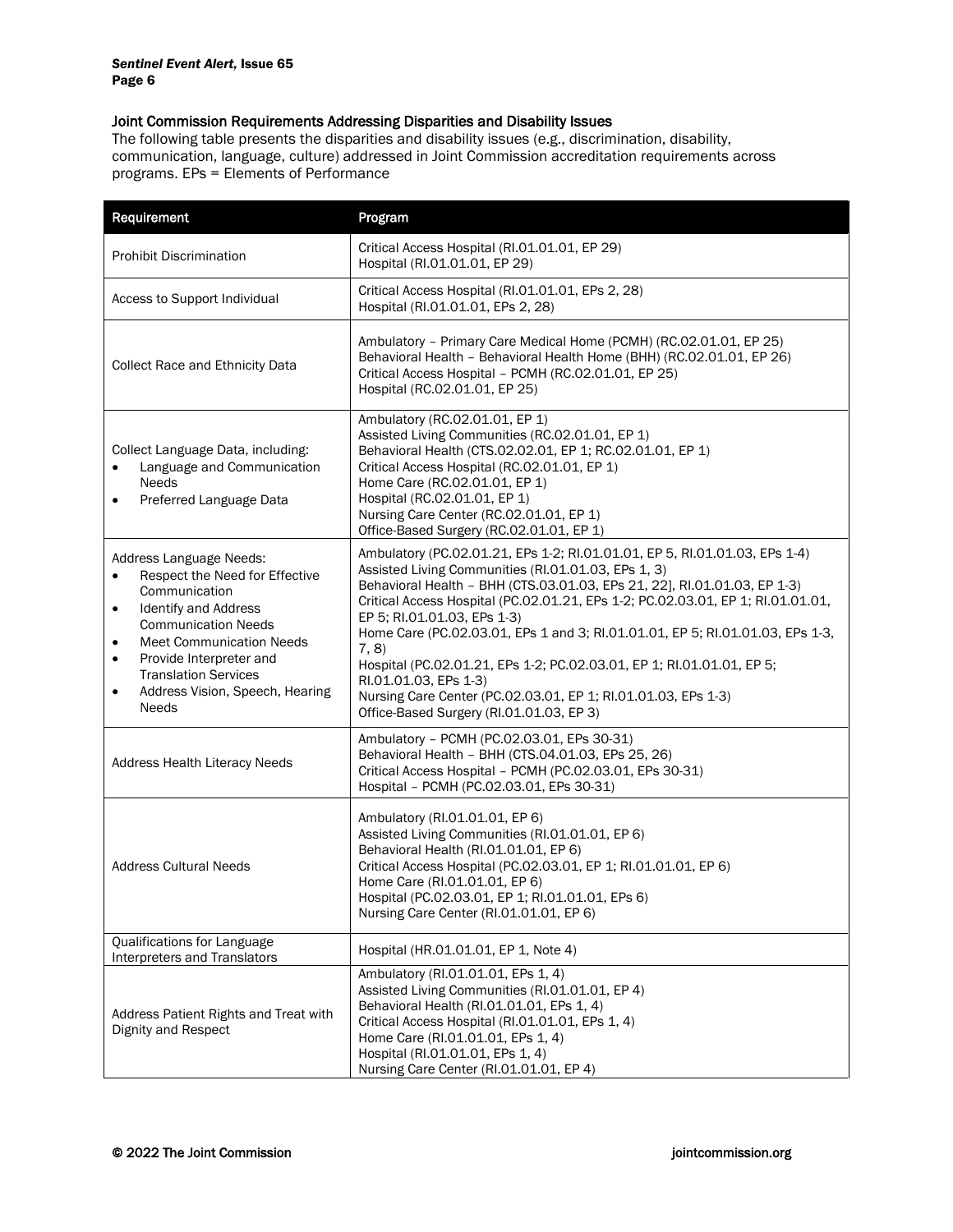## Joint Commission Requirements Addressing Disparities and Disability Issues

The following table presents the disparities and disability issues (e.g., discrimination, disability, communication, language, culture) addressed in Joint Commission accreditation requirements across programs. EPs = Elements of Performance

| Requirement | Program |
|---|---|
| Prohibit Discrimination | Critical Access Hospital (RI.01.01.01, EP 29)<br>Hospital (RI.01.01.01, EP 29) |
| Access to Support Individual | Critical Access Hospital (RI.01.01.01, EPs 2, 28)<br>Hospital (RI.01.01.01, EPs 2, 28) |
| Collect Race and Ethnicity Data | Ambulatory – Primary Care Medical Home (PCMH) (RC.02.01.01, EP 25)<br>Behavioral Health – Behavioral Health Home (BHH) (RC.02.01.01, EP 26)<br>Critical Access Hospital – PCMH (RC.02.01.01, EP 25)<br>Hospital (RC.02.01.01, EP 25) |
| Collect Language Data, including:<br>• Language and Communication Needs<br>• Preferred Language Data | Ambulatory (RC.02.01.01, EP 1)<br>Assisted Living Communities (RC.02.01.01, EP 1)<br>Behavioral Health (CTS.02.02.01, EP 1; RC.02.01.01, EP 1)<br>Critical Access Hospital (RC.02.01.01, EP 1)<br>Home Care (RC.02.01.01, EP 1)<br>Hospital (RC.02.01.01, EP 1)<br>Nursing Care Center (RC.02.01.01, EP 1)<br>Office-Based Surgery (RC.02.01.01, EP 1) |
| Address Language Needs:<br>• Respect the Need for Effective Communication<br>• Identify and Address Communication Needs<br>• Meet Communication Needs<br>• Provide Interpreter and Translation Services<br>• Address Vision, Speech, Hearing Needs | Ambulatory (PC.02.01.21, EPs 1-2; RI.01.01.01, EP 5, RI.01.01.03, EPs 1-4)<br>Assisted Living Communities (RI.01.01.03, EPs 1, 3)<br>Behavioral Health – BHH (CTS.03.01.03, EPs 21, 22], RI.01.01.03, EP 1-3)<br>Critical Access Hospital (PC.02.01.21, EPs 1-2; PC.02.03.01, EP 1; RI.01.01.01, EP 5; RI.01.01.03, EPs 1-3)<br>Home Care (PC.02.03.01, EPs 1 and 3; RI.01.01.01, EP 5; RI.01.01.03, EPs 1-3, 7, 8)<br>Hospital (PC.02.01.21, EPs 1-2; PC.02.03.01, EP 1; RI.01.01.01, EP 5; RI.01.01.03, EPs 1-3)<br>Nursing Care Center (PC.02.03.01, EP 1; RI.01.01.03, EPs 1-3)<br>Office-Based Surgery (RI.01.01.03, EP 3) |
| Address Health Literacy Needs | Ambulatory – PCMH (PC.02.03.01, EPs 30-31)<br>Behavioral Health – BHH (CTS.04.01.03, EPs 25, 26)<br>Critical Access Hospital – PCMH (PC.02.03.01, EPs 30-31)<br>Hospital – PCMH (PC.02.03.01, EPs 30-31) |
| Address Cultural Needs | Ambulatory (RI.01.01.01, EP 6)<br>Assisted Living Communities (RI.01.01.01, EP 6)<br>Behavioral Health (RI.01.01.01, EP 6)<br>Critical Access Hospital (PC.02.03.01, EP 1; RI.01.01.01, EP 6)<br>Home Care (RI.01.01.01, EP 6)<br>Hospital (PC.02.03.01, EP 1; RI.01.01.01, EPs 6)<br>Nursing Care Center (RI.01.01.01, EP 6) |
| Qualifications for Language Interpreters and Translators | Hospital (HR.01.01.01, EP 1, Note 4) |
| Address Patient Rights and Treat with Dignity and Respect | Ambulatory (RI.01.01.01, EPs 1, 4)<br>Assisted Living Communities (RI.01.01.01, EP 4)<br>Behavioral Health (RI.01.01.01, EPs 1, 4)<br>Critical Access Hospital (RI.01.01.01, EPs 1, 4)<br>Home Care (RI.01.01.01, EPs 1, 4)<br>Hospital (RI.01.01.01, EPs 1, 4)<br>Nursing Care Center (RI.01.01.01, EP 4) |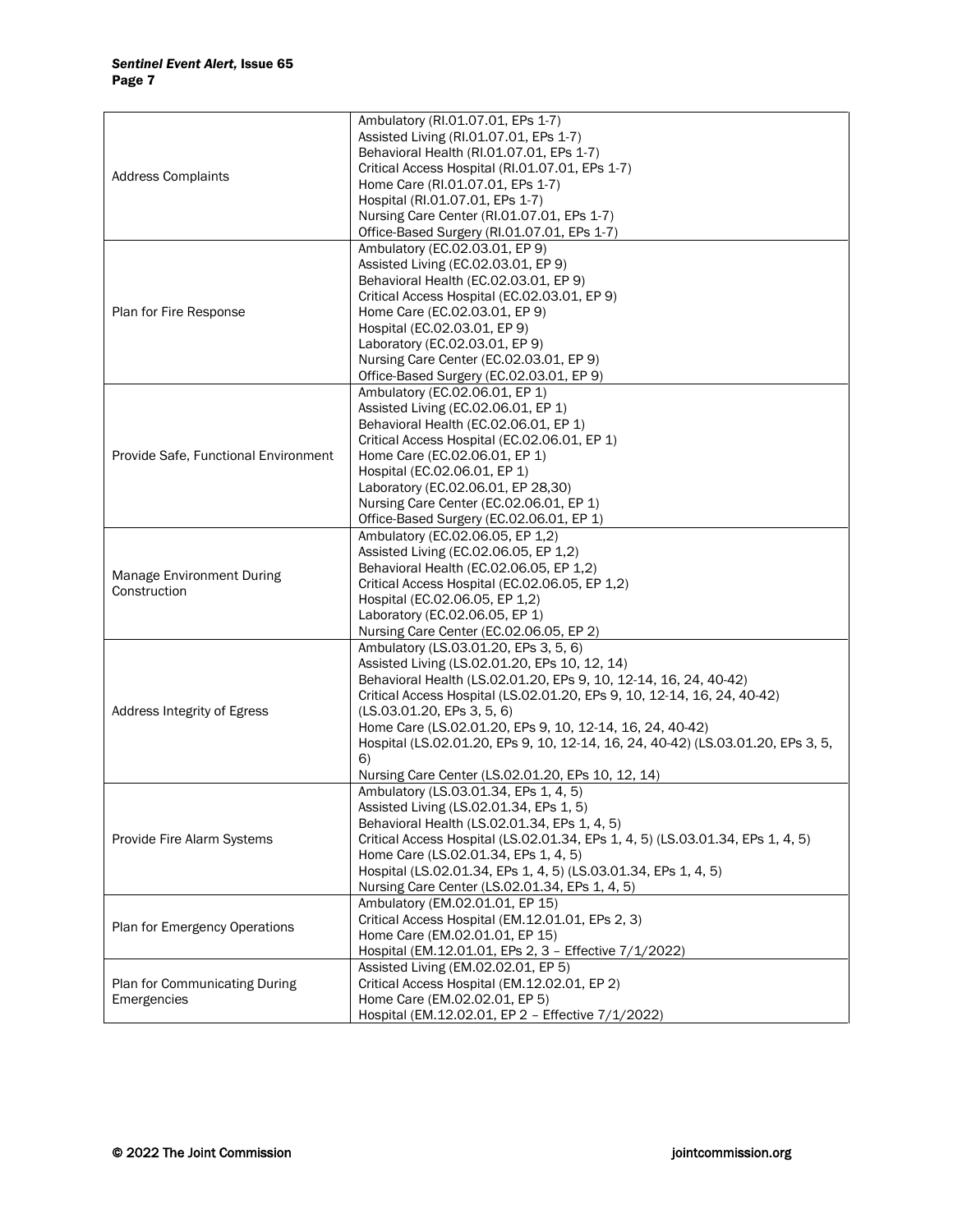| | |
|---|---|
| Address Complaints | Ambulatory (RI.01.07.01, EPs 1-7)<br>Assisted Living (RI.01.07.01, EPs 1-7)<br>Behavioral Health (RI.01.07.01, EPs 1-7)<br>Critical Access Hospital (RI.01.07.01, EPs 1-7)<br>Home Care (RI.01.07.01, EPs 1-7)<br>Hospital (RI.01.07.01, EPs 1-7)<br>Nursing Care Center (RI.01.07.01, EPs 1-7)<br>Office-Based Surgery (RI.01.07.01, EPs 1-7) |
| Plan for Fire Response | Ambulatory (EC.02.03.01, EP 9)<br>Assisted Living (EC.02.03.01, EP 9)<br>Behavioral Health (EC.02.03.01, EP 9)<br>Critical Access Hospital (EC.02.03.01, EP 9)<br>Home Care (EC.02.03.01, EP 9)<br>Hospital (EC.02.03.01, EP 9)<br>Laboratory (EC.02.03.01, EP 9)<br>Nursing Care Center (EC.02.03.01, EP 9)<br>Office-Based Surgery (EC.02.03.01, EP 9) |
| Provide Safe, Functional Environment | Ambulatory (EC.02.06.01, EP 1)<br>Assisted Living (EC.02.06.01, EP 1)<br>Behavioral Health (EC.02.06.01, EP 1)<br>Critical Access Hospital (EC.02.06.01, EP 1)<br>Home Care (EC.02.06.01, EP 1)<br>Hospital (EC.02.06.01, EP 1)<br>Laboratory (EC.02.06.01, EP 28,30)<br>Nursing Care Center (EC.02.06.01, EP 1)<br>Office-Based Surgery (EC.02.06.01, EP 1) |
| Manage Environment During Construction | Ambulatory (EC.02.06.05, EP 1,2)<br>Assisted Living (EC.02.06.05, EP 1,2)<br>Behavioral Health (EC.02.06.05, EP 1,2)<br>Critical Access Hospital (EC.02.06.05, EP 1,2)<br>Hospital (EC.02.06.05, EP 1,2)<br>Laboratory (EC.02.06.05, EP 1)<br>Nursing Care Center (EC.02.06.05, EP 2) |
| Address Integrity of Egress | Ambulatory (LS.03.01.20, EPs 3, 5, 6)<br>Assisted Living (LS.02.01.20, EPs 10, 12, 14)<br>Behavioral Health (LS.02.01.20, EPs 9, 10, 12-14, 16, 24, 40-42)<br>Critical Access Hospital (LS.02.01.20, EPs 9, 10, 12-14, 16, 24, 40-42) (LS.03.01.20, EPs 3, 5, 6)<br>Home Care (LS.02.01.20, EPs 9, 10, 12-14, 16, 24, 40-42)<br>Hospital (LS.02.01.20, EPs 9, 10, 12-14, 16, 24, 40-42) (LS.03.01.20, EPs 3, 5, 6)<br>Nursing Care Center (LS.02.01.20, EPs 10, 12, 14) |
| Provide Fire Alarm Systems | Ambulatory (LS.03.01.34, EPs 1, 4, 5)<br>Assisted Living (LS.02.01.34, EPs 1, 5)<br>Behavioral Health (LS.02.01.34, EPs 1, 4, 5)<br>Critical Access Hospital (LS.02.01.34, EPs 1, 4, 5) (LS.03.01.34, EPs 1, 4, 5)<br>Home Care (LS.02.01.34, EPs 1, 4, 5)<br>Hospital (LS.02.01.34, EPs 1, 4, 5) (LS.03.01.34, EPs 1, 4, 5)<br>Nursing Care Center (LS.02.01.34, EPs 1, 4, 5) |
| Plan for Emergency Operations | Ambulatory (EM.02.01.01, EP 15)<br>Critical Access Hospital (EM.12.01.01, EPs 2, 3)<br>Home Care (EM.02.01.01, EP 15)<br>Hospital (EM.12.01.01, EPs 2, 3 – Effective 7/1/2022) |
| Plan for Communicating During Emergencies | Assisted Living (EM.02.02.01, EP 5)<br>Critical Access Hospital (EM.12.02.01, EP 2)<br>Home Care (EM.02.02.01, EP 5)<br>Hospital (EM.12.02.01, EP 2 – Effective 7/1/2022) |

© 2022 The Joint Commission jointcommission.org